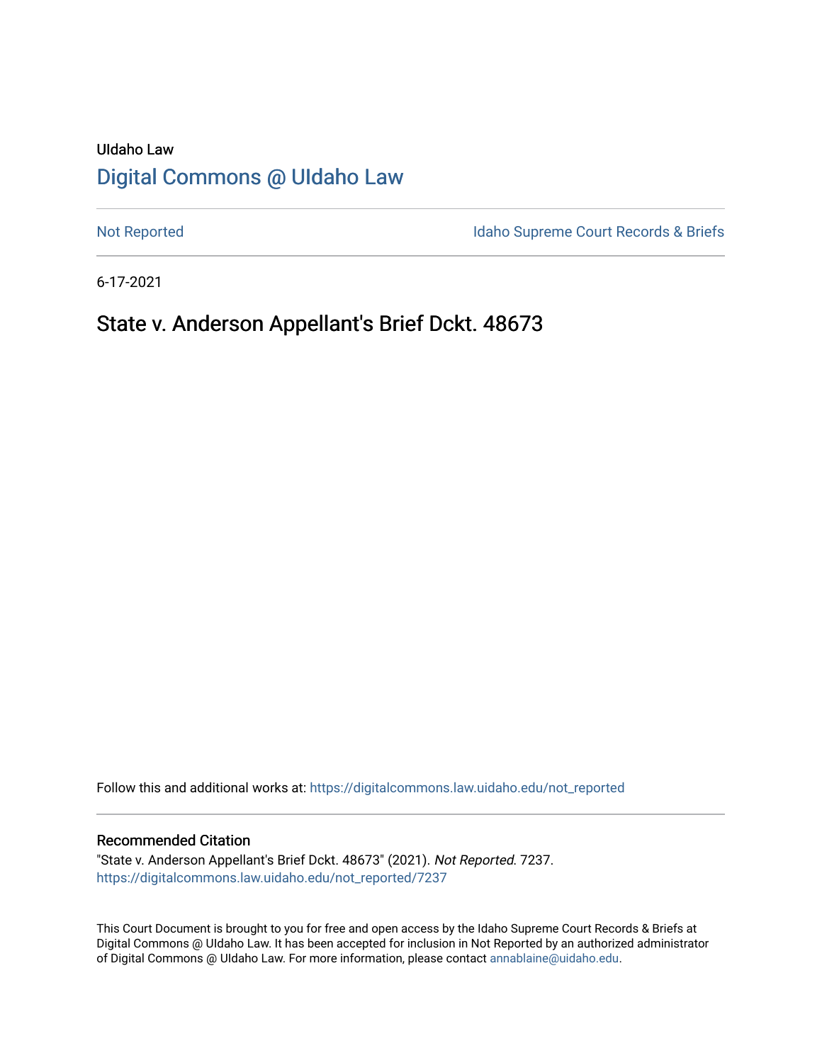UIdaho Law

# Digital Commons @ UIdaho Law

Not Reported

Idaho Supreme Court Records & Briefs

6-17-2021

## State v. Anderson Appellant's Brief Dckt. 48673

Follow this and additional works at: https://digitalcommons.law.uidaho.edu/not_reported

### Recommended Citation

"State v. Anderson Appellant's Brief Dckt. 48673" (2021). *Not Reported*. 7237.
https://digitalcommons.law.uidaho.edu/not_reported/7237

This Court Document is brought to you for free and open access by the Idaho Supreme Court Records & Briefs at Digital Commons @ UIdaho Law. It has been accepted for inclusion in Not Reported by an authorized administrator of Digital Commons @ UIdaho Law. For more information, please contact annablaine@uidaho.edu.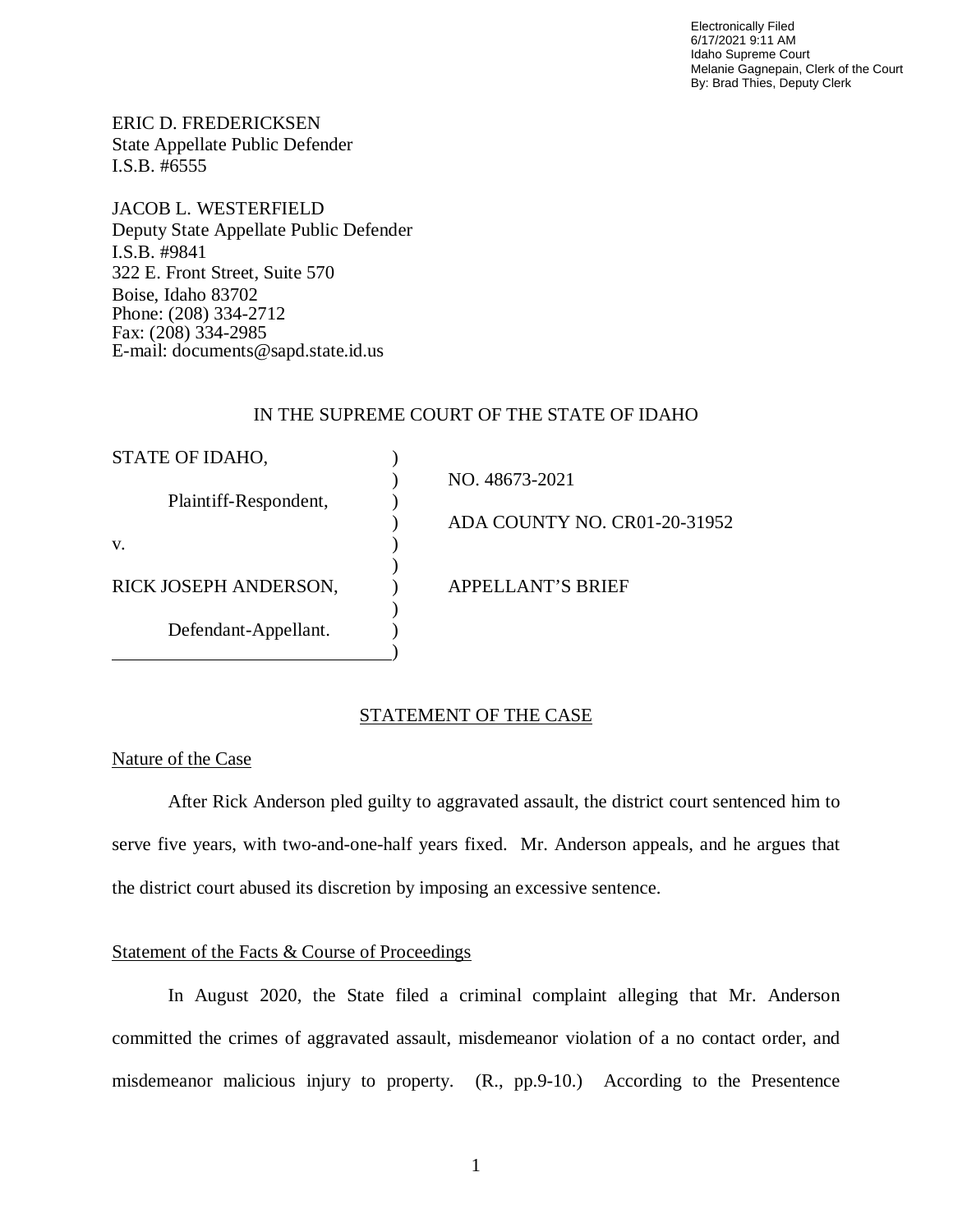Electronically Filed
6/17/2021 9:11 AM
Idaho Supreme Court
Melanie Gagnepain, Clerk of the Court
By: Brad Thies, Deputy Clerk

ERIC D. FREDERICKSEN
State Appellate Public Defender
I.S.B. #6555

JACOB L. WESTERFIELD
Deputy State Appellate Public Defender
I.S.B. #9841
322 E. Front Street, Suite 570
Boise, Idaho 83702
Phone: (208) 334-2712
Fax: (208) 334-2985
E-mail: documents@sapd.state.id.us

IN THE SUPREME COURT OF THE STATE OF IDAHO

| | |
|---|---|
| STATE OF IDAHO, | NO. 48673-2021 |
| Plaintiff-Respondent, | ADA COUNTY NO. CR01-20-31952 |
| v. | |
| RICK JOSEPH ANDERSON, | APPELLANT'S BRIEF |
| Defendant-Appellant. | |

## STATEMENT OF THE CASE

### Nature of the Case

After Rick Anderson pled guilty to aggravated assault, the district court sentenced him to serve five years, with two-and-one-half years fixed. Mr. Anderson appeals, and he argues that the district court abused its discretion by imposing an excessive sentence.

### Statement of the Facts & Course of Proceedings

In August 2020, the State filed a criminal complaint alleging that Mr. Anderson committed the crimes of aggravated assault, misdemeanor violation of a no contact order, and misdemeanor malicious injury to property. (R., pp.9-10.) According to the Presentence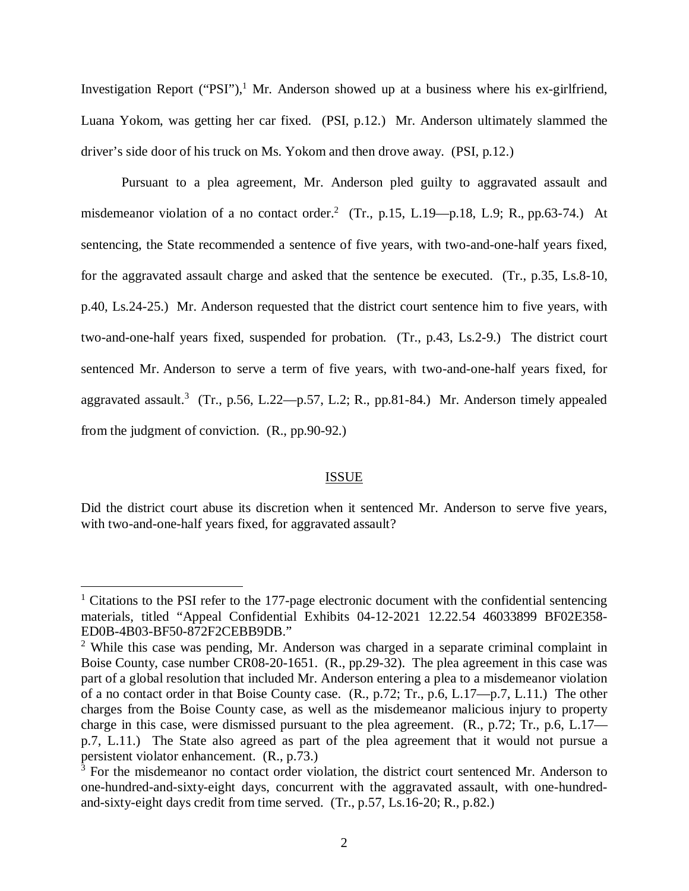Investigation Report ("PSI"),[1] Mr. Anderson showed up at a business where his ex-girlfriend, Luana Yokom, was getting her car fixed. (PSI, p.12.) Mr. Anderson ultimately slammed the driver's side door of his truck on Ms. Yokom and then drove away. (PSI, p.12.)

Pursuant to a plea agreement, Mr. Anderson pled guilty to aggravated assault and misdemeanor violation of a no contact order.[2] (Tr., p.15, L.19—p.18, L.9; R., pp.63-74.) At sentencing, the State recommended a sentence of five years, with two-and-one-half years fixed, for the aggravated assault charge and asked that the sentence be executed. (Tr., p.35, Ls.8-10, p.40, Ls.24-25.) Mr. Anderson requested that the district court sentence him to five years, with two-and-one-half years fixed, suspended for probation. (Tr., p.43, Ls.2-9.) The district court sentenced Mr. Anderson to serve a term of five years, with two-and-one-half years fixed, for aggravated assault.[3] (Tr., p.56, L.22—p.57, L.2; R., pp.81-84.) Mr. Anderson timely appealed from the judgment of conviction. (R., pp.90-92.)

## ISSUE

Did the district court abuse its discretion when it sentenced Mr. Anderson to serve five years, with two-and-one-half years fixed, for aggravated assault?

---

[1] Citations to the PSI refer to the 177-page electronic document with the confidential sentencing materials, titled "Appeal Confidential Exhibits 04-12-2021 12.22.54 46033899 BF02E358-ED0B-4B03-BF50-872F2CEBB9DB."

[2] While this case was pending, Mr. Anderson was charged in a separate criminal complaint in Boise County, case number CR08-20-1651. (R., pp.29-32). The plea agreement in this case was part of a global resolution that included Mr. Anderson entering a plea to a misdemeanor violation of a no contact order in that Boise County case. (R., p.72; Tr., p.6, L.17—p.7, L.11.) The other charges from the Boise County case, as well as the misdemeanor malicious injury to property charge in this case, were dismissed pursuant to the plea agreement. (R., p.72; Tr., p.6, L.17—p.7, L.11.) The State also agreed as part of the plea agreement that it would not pursue a persistent violator enhancement. (R., p.73.)

[3] For the misdemeanor no contact order violation, the district court sentenced Mr. Anderson to one-hundred-and-sixty-eight days, concurrent with the aggravated assault, with one-hundred-and-sixty-eight days credit from time served. (Tr., p.57, Ls.16-20; R., p.82.)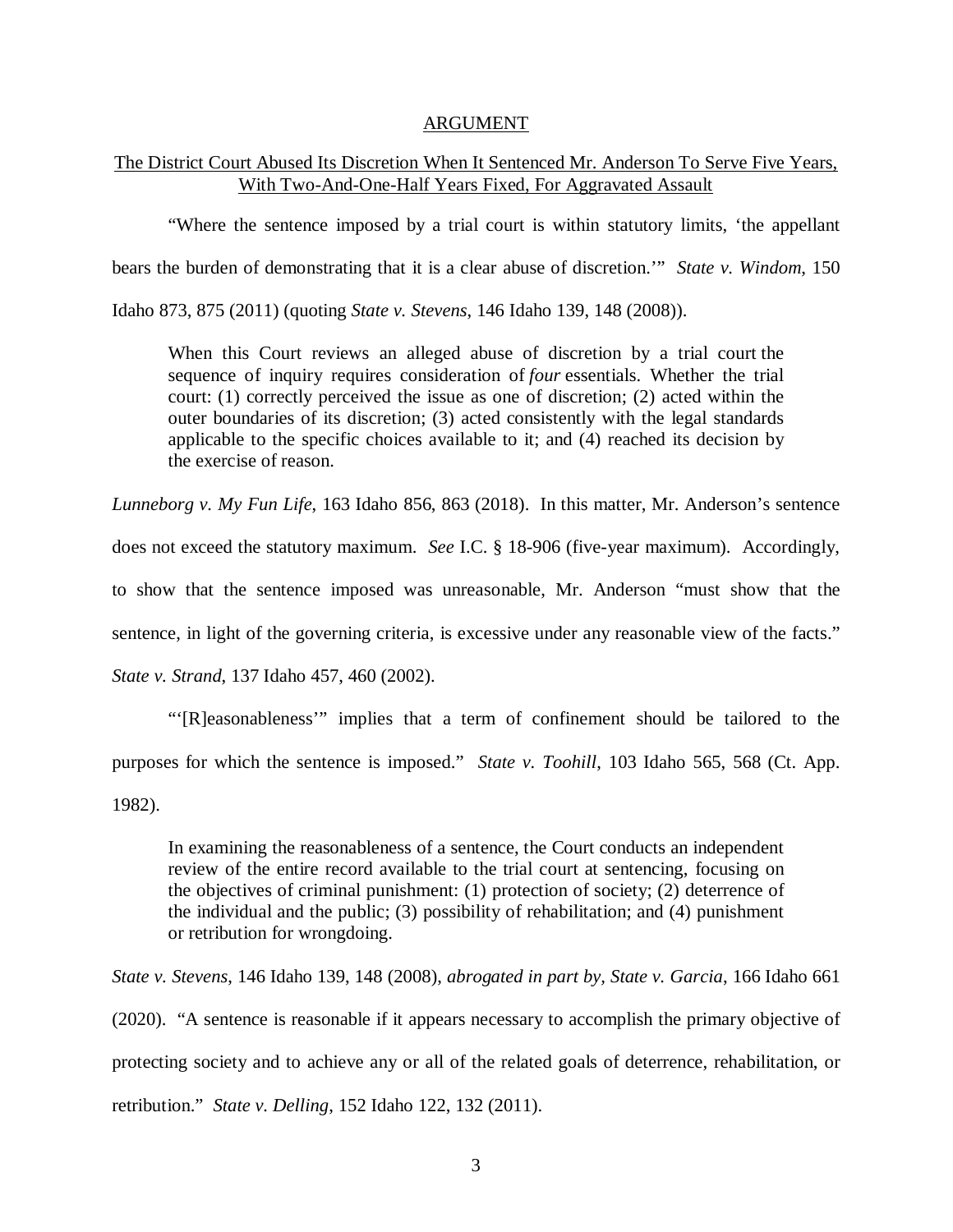## ARGUMENT

### The District Court Abused Its Discretion When It Sentenced Mr. Anderson To Serve Five Years, With Two-And-One-Half Years Fixed, For Aggravated Assault

"Where the sentence imposed by a trial court is within statutory limits, 'the appellant bears the burden of demonstrating that it is a clear abuse of discretion.'" *State v. Windom*, 150 Idaho 873, 875 (2011) (quoting *State v. Stevens*, 146 Idaho 139, 148 (2008)).

> When this Court reviews an alleged abuse of discretion by a trial court the sequence of inquiry requires consideration of *four* essentials. Whether the trial court: (1) correctly perceived the issue as one of discretion; (2) acted within the outer boundaries of its discretion; (3) acted consistently with the legal standards applicable to the specific choices available to it; and (4) reached its decision by the exercise of reason.

*Lunneborg v. My Fun Life*, 163 Idaho 856, 863 (2018). In this matter, Mr. Anderson's sentence does not exceed the statutory maximum. *See* I.C. § 18-906 (five-year maximum). Accordingly, to show that the sentence imposed was unreasonable, Mr. Anderson "must show that the sentence, in light of the governing criteria, is excessive under any reasonable view of the facts." *State v. Strand*, 137 Idaho 457, 460 (2002).

"'[R]easonableness'" implies that a term of confinement should be tailored to the purposes for which the sentence is imposed." *State v. Toohill*, 103 Idaho 565, 568 (Ct. App. 1982).

> In examining the reasonableness of a sentence, the Court conducts an independent review of the entire record available to the trial court at sentencing, focusing on the objectives of criminal punishment: (1) protection of society; (2) deterrence of the individual and the public; (3) possibility of rehabilitation; and (4) punishment or retribution for wrongdoing.

*State v. Stevens*, 146 Idaho 139, 148 (2008), *abrogated in part by, State v. Garcia*, 166 Idaho 661 (2020). "A sentence is reasonable if it appears necessary to accomplish the primary objective of protecting society and to achieve any or all of the related goals of deterrence, rehabilitation, or retribution." *State v. Delling*, 152 Idaho 122, 132 (2011).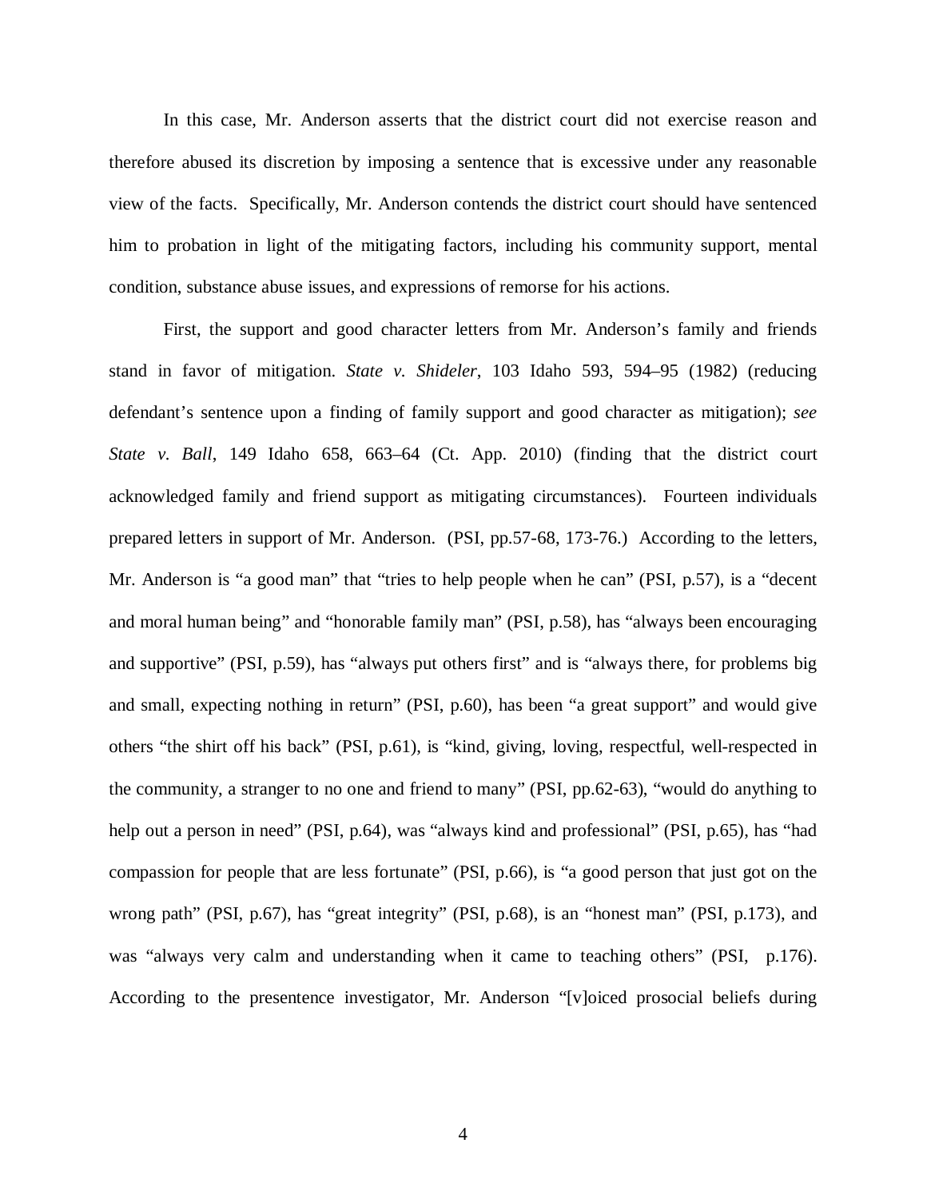In this case, Mr. Anderson asserts that the district court did not exercise reason and therefore abused its discretion by imposing a sentence that is excessive under any reasonable view of the facts. Specifically, Mr. Anderson contends the district court should have sentenced him to probation in light of the mitigating factors, including his community support, mental condition, substance abuse issues, and expressions of remorse for his actions.

First, the support and good character letters from Mr. Anderson's family and friends stand in favor of mitigation. *State v. Shideler*, 103 Idaho 593, 594–95 (1982) (reducing defendant's sentence upon a finding of family support and good character as mitigation); *see State v. Ball*, 149 Idaho 658, 663–64 (Ct. App. 2010) (finding that the district court acknowledged family and friend support as mitigating circumstances). Fourteen individuals prepared letters in support of Mr. Anderson. (PSI, pp.57-68, 173-76.) According to the letters, Mr. Anderson is "a good man" that "tries to help people when he can" (PSI, p.57), is a "decent and moral human being" and "honorable family man" (PSI, p.58), has "always been encouraging and supportive" (PSI, p.59), has "always put others first" and is "always there, for problems big and small, expecting nothing in return" (PSI, p.60), has been "a great support" and would give others "the shirt off his back" (PSI, p.61), is "kind, giving, loving, respectful, well-respected in the community, a stranger to no one and friend to many" (PSI, pp.62-63), "would do anything to help out a person in need" (PSI, p.64), was "always kind and professional" (PSI, p.65), has "had compassion for people that are less fortunate" (PSI, p.66), is "a good person that just got on the wrong path" (PSI, p.67), has "great integrity" (PSI, p.68), is an "honest man" (PSI, p.173), and was "always very calm and understanding when it came to teaching others" (PSI, p.176). According to the presentence investigator, Mr. Anderson "[v]oiced prosocial beliefs during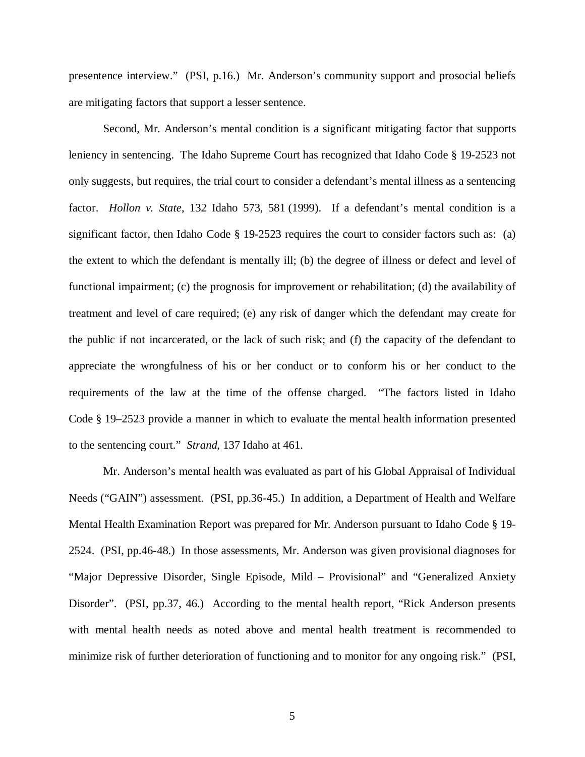presentence interview." (PSI, p.16.) Mr. Anderson's community support and prosocial beliefs are mitigating factors that support a lesser sentence.

Second, Mr. Anderson's mental condition is a significant mitigating factor that supports leniency in sentencing. The Idaho Supreme Court has recognized that Idaho Code § 19-2523 not only suggests, but requires, the trial court to consider a defendant's mental illness as a sentencing factor. *Hollon v. State*, 132 Idaho 573, 581 (1999). If a defendant's mental condition is a significant factor, then Idaho Code § 19-2523 requires the court to consider factors such as: (a) the extent to which the defendant is mentally ill; (b) the degree of illness or defect and level of functional impairment; (c) the prognosis for improvement or rehabilitation; (d) the availability of treatment and level of care required; (e) any risk of danger which the defendant may create for the public if not incarcerated, or the lack of such risk; and (f) the capacity of the defendant to appreciate the wrongfulness of his or her conduct or to conform his or her conduct to the requirements of the law at the time of the offense charged. "The factors listed in Idaho Code § 19–2523 provide a manner in which to evaluate the mental health information presented to the sentencing court." *Strand*, 137 Idaho at 461.

Mr. Anderson's mental health was evaluated as part of his Global Appraisal of Individual Needs ("GAIN") assessment. (PSI, pp.36-45.) In addition, a Department of Health and Welfare Mental Health Examination Report was prepared for Mr. Anderson pursuant to Idaho Code § 19-2524. (PSI, pp.46-48.) In those assessments, Mr. Anderson was given provisional diagnoses for "Major Depressive Disorder, Single Episode, Mild – Provisional" and "Generalized Anxiety Disorder". (PSI, pp.37, 46.) According to the mental health report, "Rick Anderson presents with mental health needs as noted above and mental health treatment is recommended to minimize risk of further deterioration of functioning and to monitor for any ongoing risk." (PSI,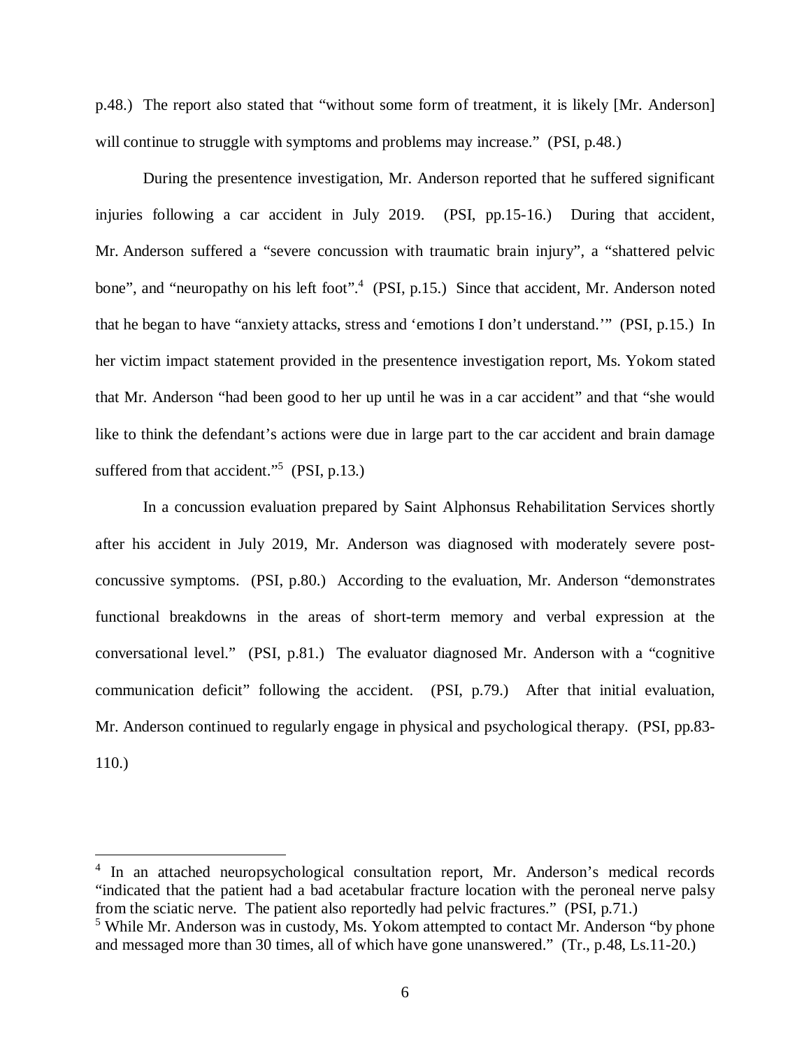p.48.) The report also stated that "without some form of treatment, it is likely [Mr. Anderson] will continue to struggle with symptoms and problems may increase." (PSI, p.48.)

During the presentence investigation, Mr. Anderson reported that he suffered significant injuries following a car accident in July 2019. (PSI, pp.15-16.) During that accident, Mr. Anderson suffered a "severe concussion with traumatic brain injury", a "shattered pelvic bone", and "neuropathy on his left foot".[4] (PSI, p.15.) Since that accident, Mr. Anderson noted that he began to have "anxiety attacks, stress and 'emotions I don't understand.'" (PSI, p.15.) In her victim impact statement provided in the presentence investigation report, Ms. Yokom stated that Mr. Anderson "had been good to her up until he was in a car accident" and that "she would like to think the defendant's actions were due in large part to the car accident and brain damage suffered from that accident."[5] (PSI, p.13.)

In a concussion evaluation prepared by Saint Alphonsus Rehabilitation Services shortly after his accident in July 2019, Mr. Anderson was diagnosed with moderately severe post-concussive symptoms. (PSI, p.80.) According to the evaluation, Mr. Anderson "demonstrates functional breakdowns in the areas of short-term memory and verbal expression at the conversational level." (PSI, p.81.) The evaluator diagnosed Mr. Anderson with a "cognitive communication deficit" following the accident. (PSI, p.79.) After that initial evaluation, Mr. Anderson continued to regularly engage in physical and psychological therapy. (PSI, pp.83-110.)

---

[4] In an attached neuropsychological consultation report, Mr. Anderson's medical records "indicated that the patient had a bad acetabular fracture location with the peroneal nerve palsy from the sciatic nerve. The patient also reportedly had pelvic fractures." (PSI, p.71.)

[5] While Mr. Anderson was in custody, Ms. Yokom attempted to contact Mr. Anderson "by phone and messaged more than 30 times, all of which have gone unanswered." (Tr., p.48, Ls.11-20.)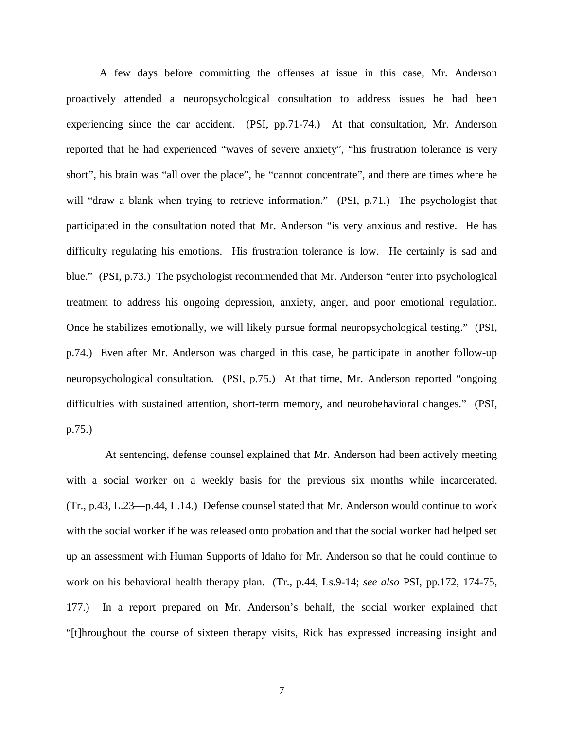A few days before committing the offenses at issue in this case, Mr. Anderson proactively attended a neuropsychological consultation to address issues he had been experiencing since the car accident. (PSI, pp.71-74.) At that consultation, Mr. Anderson reported that he had experienced "waves of severe anxiety", "his frustration tolerance is very short", his brain was "all over the place", he "cannot concentrate", and there are times where he will "draw a blank when trying to retrieve information." (PSI, p.71.) The psychologist that participated in the consultation noted that Mr. Anderson "is very anxious and restive. He has difficulty regulating his emotions. His frustration tolerance is low. He certainly is sad and blue." (PSI, p.73.) The psychologist recommended that Mr. Anderson "enter into psychological treatment to address his ongoing depression, anxiety, anger, and poor emotional regulation. Once he stabilizes emotionally, we will likely pursue formal neuropsychological testing." (PSI, p.74.) Even after Mr. Anderson was charged in this case, he participate in another follow-up neuropsychological consultation. (PSI, p.75.) At that time, Mr. Anderson reported "ongoing difficulties with sustained attention, short-term memory, and neurobehavioral changes." (PSI, p.75.)

At sentencing, defense counsel explained that Mr. Anderson had been actively meeting with a social worker on a weekly basis for the previous six months while incarcerated. (Tr., p.43, L.23—p.44, L.14.) Defense counsel stated that Mr. Anderson would continue to work with the social worker if he was released onto probation and that the social worker had helped set up an assessment with Human Supports of Idaho for Mr. Anderson so that he could continue to work on his behavioral health therapy plan. (Tr., p.44, Ls.9-14; *see also* PSI, pp.172, 174-75, 177.) In a report prepared on Mr. Anderson's behalf, the social worker explained that "[t]hroughout the course of sixteen therapy visits, Rick has expressed increasing insight and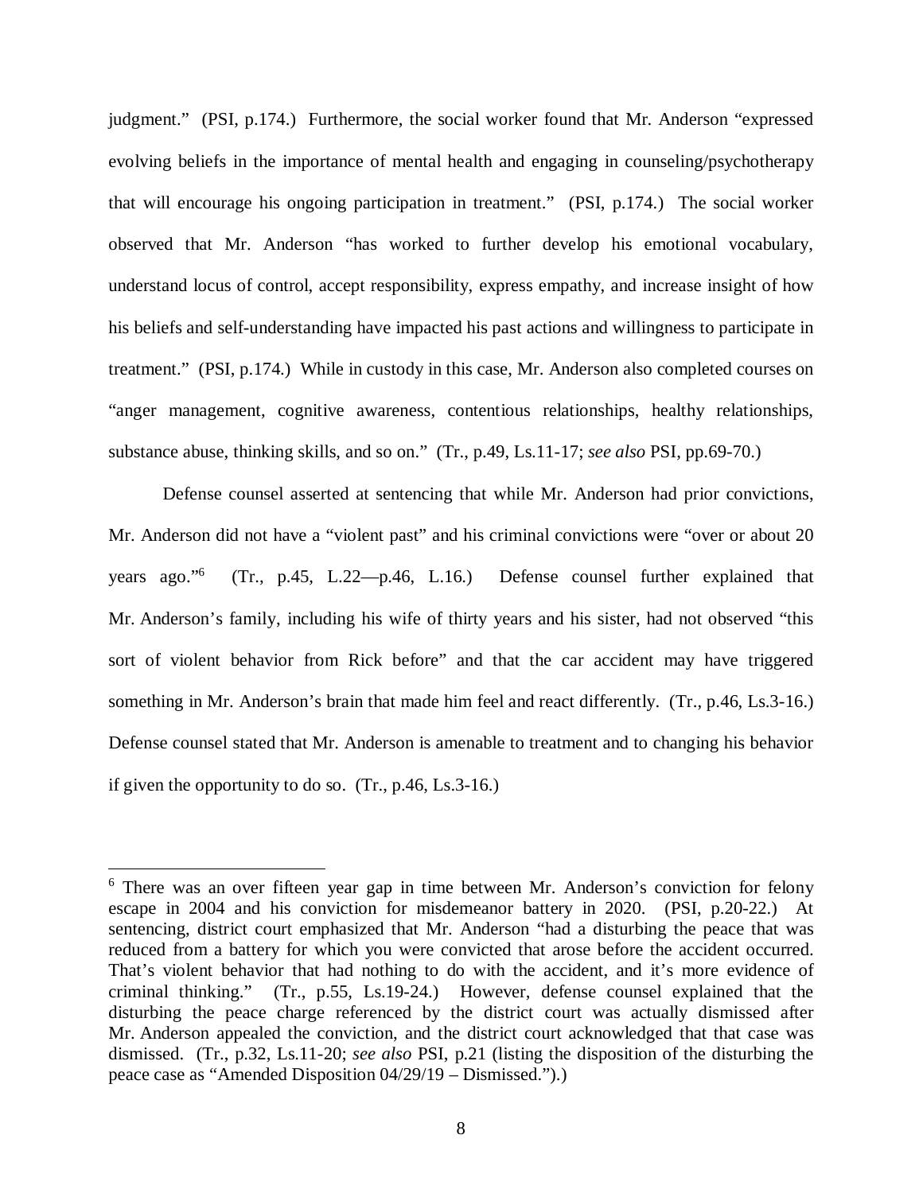judgment." (PSI, p.174.) Furthermore, the social worker found that Mr. Anderson "expressed evolving beliefs in the importance of mental health and engaging in counseling/psychotherapy that will encourage his ongoing participation in treatment." (PSI, p.174.) The social worker observed that Mr. Anderson "has worked to further develop his emotional vocabulary, understand locus of control, accept responsibility, express empathy, and increase insight of how his beliefs and self-understanding have impacted his past actions and willingness to participate in treatment." (PSI, p.174.) While in custody in this case, Mr. Anderson also completed courses on "anger management, cognitive awareness, contentious relationships, healthy relationships, substance abuse, thinking skills, and so on." (Tr., p.49, Ls.11-17; *see also* PSI, pp.69-70.)

Defense counsel asserted at sentencing that while Mr. Anderson had prior convictions, Mr. Anderson did not have a "violent past" and his criminal convictions were "over or about 20 years ago."[6] (Tr., p.45, L.22—p.46, L.16.) Defense counsel further explained that Mr. Anderson's family, including his wife of thirty years and his sister, had not observed "this sort of violent behavior from Rick before" and that the car accident may have triggered something in Mr. Anderson's brain that made him feel and react differently. (Tr., p.46, Ls.3-16.) Defense counsel stated that Mr. Anderson is amenable to treatment and to changing his behavior if given the opportunity to do so. (Tr., p.46, Ls.3-16.)

---

[6] There was an over fifteen year gap in time between Mr. Anderson's conviction for felony escape in 2004 and his conviction for misdemeanor battery in 2020. (PSI, p.20-22.) At sentencing, district court emphasized that Mr. Anderson "had a disturbing the peace that was reduced from a battery for which you were convicted that arose before the accident occurred. That's violent behavior that had nothing to do with the accident, and it's more evidence of criminal thinking." (Tr., p.55, Ls.19-24.) However, defense counsel explained that the disturbing the peace charge referenced by the district court was actually dismissed after Mr. Anderson appealed the conviction, and the district court acknowledged that that case was dismissed. (Tr., p.32, Ls.11-20; *see also* PSI, p.21 (listing the disposition of the disturbing the peace case as "Amended Disposition 04/29/19 – Dismissed.").)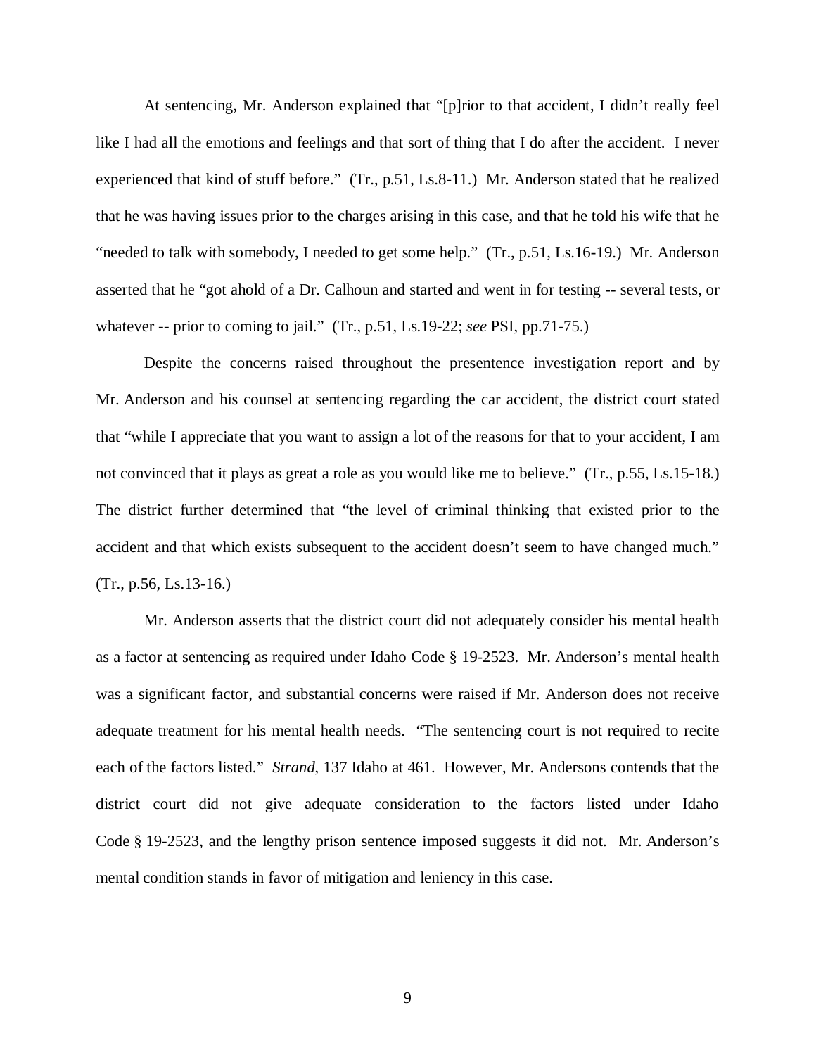At sentencing, Mr. Anderson explained that "[p]rior to that accident, I didn't really feel like I had all the emotions and feelings and that sort of thing that I do after the accident. I never experienced that kind of stuff before." (Tr., p.51, Ls.8-11.) Mr. Anderson stated that he realized that he was having issues prior to the charges arising in this case, and that he told his wife that he "needed to talk with somebody, I needed to get some help." (Tr., p.51, Ls.16-19.) Mr. Anderson asserted that he "got ahold of a Dr. Calhoun and started and went in for testing -- several tests, or whatever -- prior to coming to jail." (Tr., p.51, Ls.19-22; *see* PSI, pp.71-75.)

Despite the concerns raised throughout the presentence investigation report and by Mr. Anderson and his counsel at sentencing regarding the car accident, the district court stated that "while I appreciate that you want to assign a lot of the reasons for that to your accident, I am not convinced that it plays as great a role as you would like me to believe." (Tr., p.55, Ls.15-18.) The district further determined that "the level of criminal thinking that existed prior to the accident and that which exists subsequent to the accident doesn't seem to have changed much." (Tr., p.56, Ls.13-16.)

Mr. Anderson asserts that the district court did not adequately consider his mental health as a factor at sentencing as required under Idaho Code § 19-2523. Mr. Anderson's mental health was a significant factor, and substantial concerns were raised if Mr. Anderson does not receive adequate treatment for his mental health needs. "The sentencing court is not required to recite each of the factors listed." *Strand*, 137 Idaho at 461. However, Mr. Andersons contends that the district court did not give adequate consideration to the factors listed under Idaho Code § 19-2523, and the lengthy prison sentence imposed suggests it did not. Mr. Anderson's mental condition stands in favor of mitigation and leniency in this case.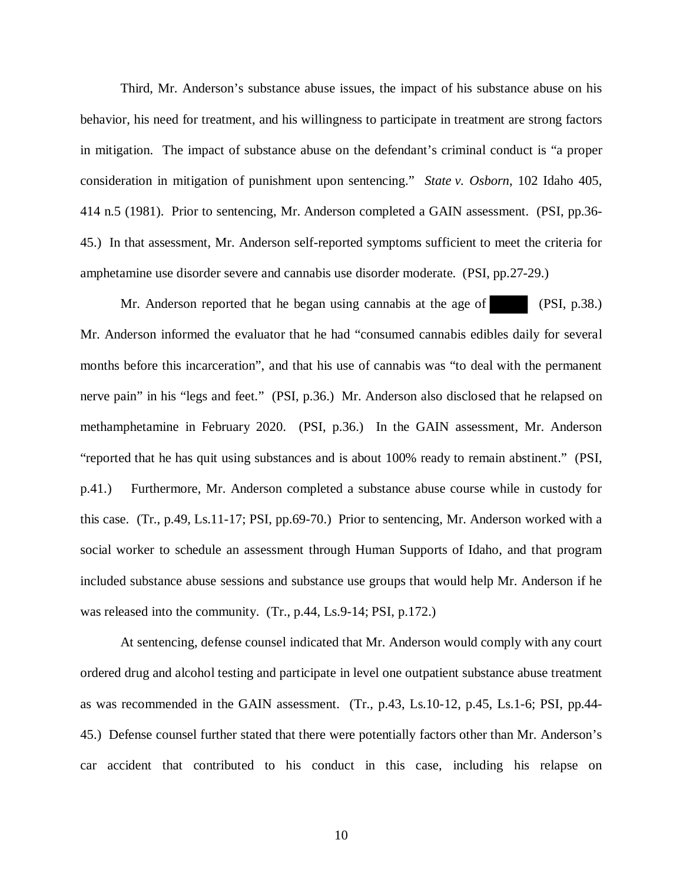Third, Mr. Anderson's substance abuse issues, the impact of his substance abuse on his behavior, his need for treatment, and his willingness to participate in treatment are strong factors in mitigation. The impact of substance abuse on the defendant's criminal conduct is "a proper consideration in mitigation of punishment upon sentencing." *State v. Osborn*, 102 Idaho 405, 414 n.5 (1981). Prior to sentencing, Mr. Anderson completed a GAIN assessment. (PSI, pp.36-45.) In that assessment, Mr. Anderson self-reported symptoms sufficient to meet the criteria for amphetamine use disorder severe and cannabis use disorder moderate. (PSI, pp.27-29.)

Mr. Anderson reported that he began using cannabis at the age of ████ (PSI, p.38.) Mr. Anderson informed the evaluator that he had "consumed cannabis edibles daily for several months before this incarceration", and that his use of cannabis was "to deal with the permanent nerve pain" in his "legs and feet." (PSI, p.36.) Mr. Anderson also disclosed that he relapsed on methamphetamine in February 2020. (PSI, p.36.) In the GAIN assessment, Mr. Anderson "reported that he has quit using substances and is about 100% ready to remain abstinent." (PSI, p.41.) Furthermore, Mr. Anderson completed a substance abuse course while in custody for this case. (Tr., p.49, Ls.11-17; PSI, pp.69-70.) Prior to sentencing, Mr. Anderson worked with a social worker to schedule an assessment through Human Supports of Idaho, and that program included substance abuse sessions and substance use groups that would help Mr. Anderson if he was released into the community. (Tr., p.44, Ls.9-14; PSI, p.172.)

At sentencing, defense counsel indicated that Mr. Anderson would comply with any court ordered drug and alcohol testing and participate in level one outpatient substance abuse treatment as was recommended in the GAIN assessment. (Tr., p.43, Ls.10-12, p.45, Ls.1-6; PSI, pp.44-45.) Defense counsel further stated that there were potentially factors other than Mr. Anderson's car accident that contributed to his conduct in this case, including his relapse on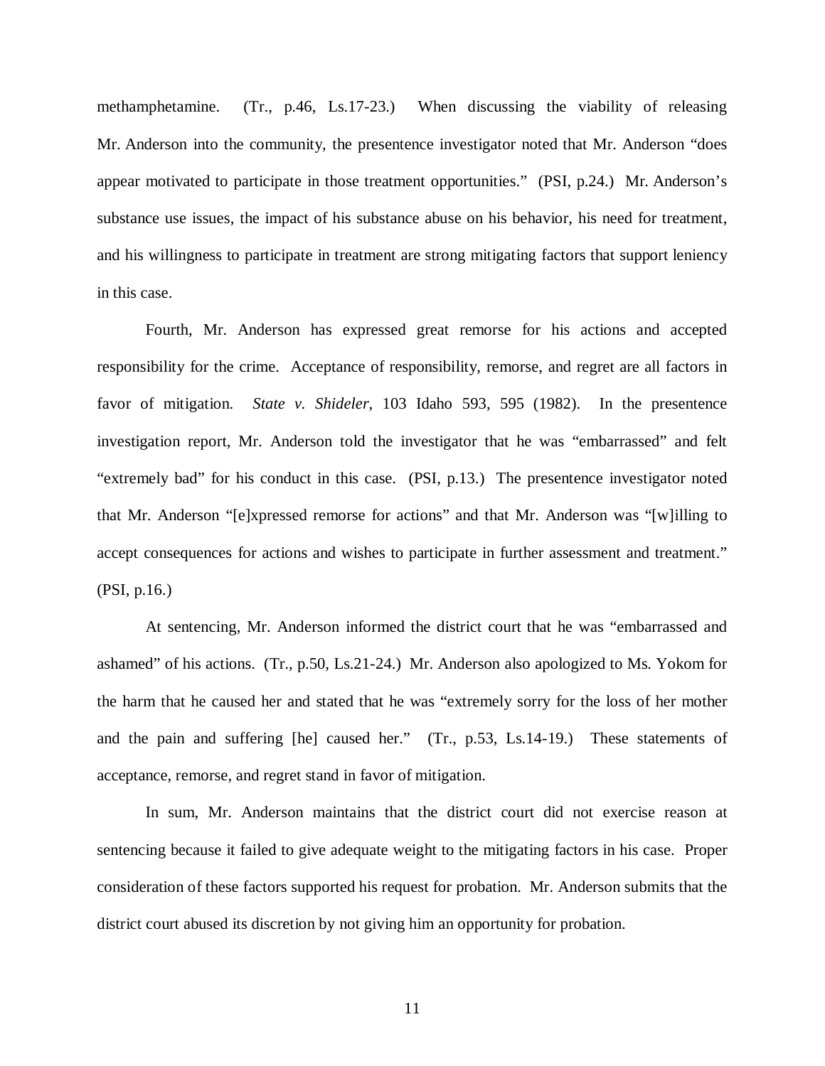methamphetamine. (Tr., p.46, Ls.17-23.) When discussing the viability of releasing Mr. Anderson into the community, the presentence investigator noted that Mr. Anderson "does appear motivated to participate in those treatment opportunities." (PSI, p.24.) Mr. Anderson's substance use issues, the impact of his substance abuse on his behavior, his need for treatment, and his willingness to participate in treatment are strong mitigating factors that support leniency in this case.

Fourth, Mr. Anderson has expressed great remorse for his actions and accepted responsibility for the crime. Acceptance of responsibility, remorse, and regret are all factors in favor of mitigation. *State v. Shideler*, 103 Idaho 593, 595 (1982). In the presentence investigation report, Mr. Anderson told the investigator that he was "embarrassed" and felt "extremely bad" for his conduct in this case. (PSI, p.13.) The presentence investigator noted that Mr. Anderson "[e]xpressed remorse for actions" and that Mr. Anderson was "[w]illing to accept consequences for actions and wishes to participate in further assessment and treatment." (PSI, p.16.)

At sentencing, Mr. Anderson informed the district court that he was "embarrassed and ashamed" of his actions. (Tr., p.50, Ls.21-24.) Mr. Anderson also apologized to Ms. Yokom for the harm that he caused her and stated that he was "extremely sorry for the loss of her mother and the pain and suffering [he] caused her." (Tr., p.53, Ls.14-19.) These statements of acceptance, remorse, and regret stand in favor of mitigation.

In sum, Mr. Anderson maintains that the district court did not exercise reason at sentencing because it failed to give adequate weight to the mitigating factors in his case. Proper consideration of these factors supported his request for probation. Mr. Anderson submits that the district court abused its discretion by not giving him an opportunity for probation.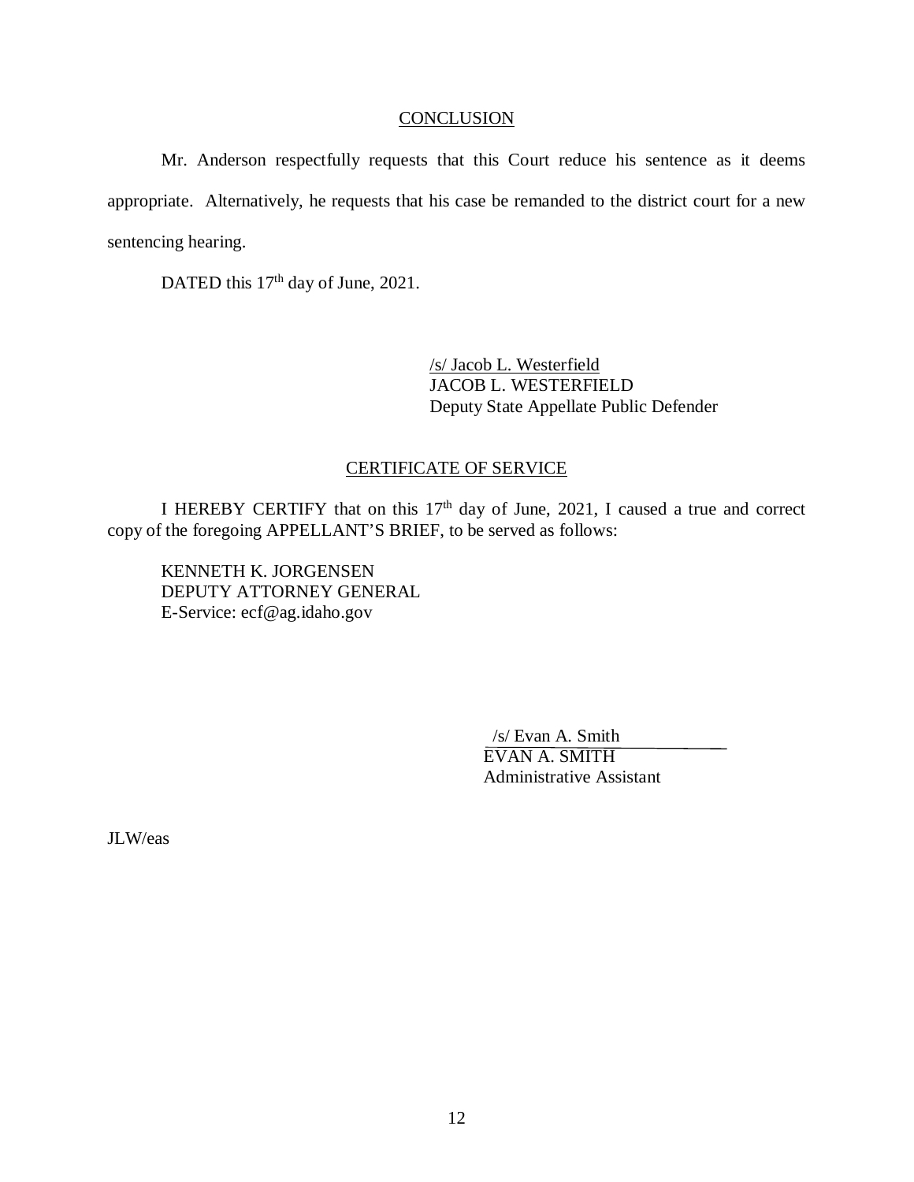## CONCLUSION

Mr. Anderson respectfully requests that this Court reduce his sentence as it deems appropriate. Alternatively, he requests that his case be remanded to the district court for a new sentencing hearing.

DATED this 17th day of June, 2021.

/s/ Jacob L. Westerfield
JACOB L. WESTERFIELD
Deputy State Appellate Public Defender

## CERTIFICATE OF SERVICE

I HEREBY CERTIFY that on this 17th day of June, 2021, I caused a true and correct copy of the foregoing APPELLANT'S BRIEF, to be served as follows:

KENNETH K. JORGENSEN
DEPUTY ATTORNEY GENERAL
E-Service: ecf@ag.idaho.gov

/s/ Evan A. Smith
EVAN A. SMITH
Administrative Assistant

JLW/eas